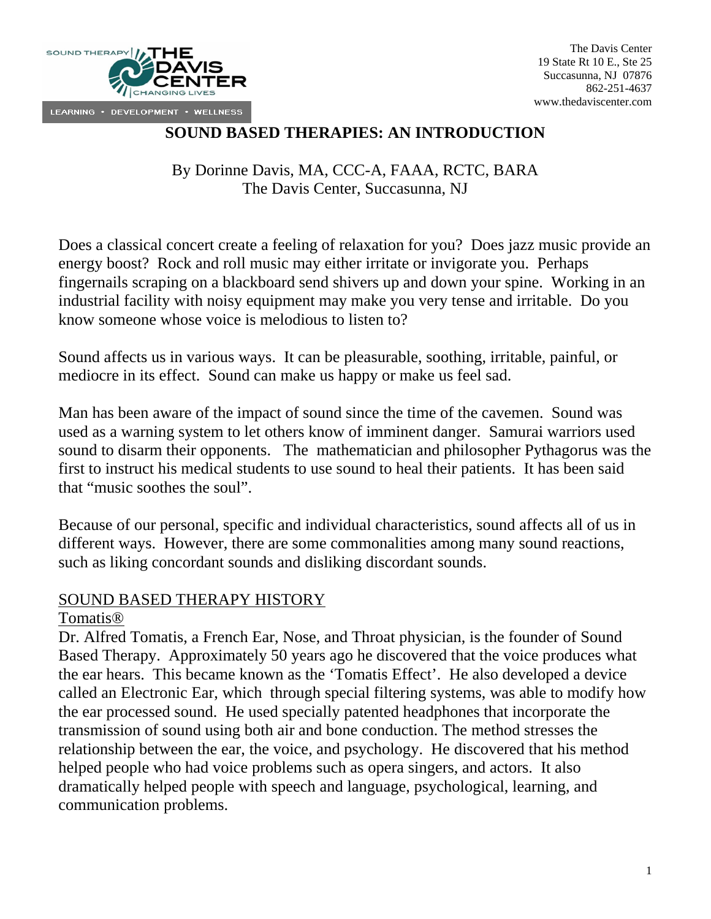The Davis Center
19 State Rt 10 E., Ste 25
Succasunna, NJ 07876
862-251-4637
www.thedaviscenter.com

# SOUND BASED THERAPIES: AN INTRODUCTION

By Dorinne Davis, MA, CCC-A, FAAA, RCTC, BARA
The Davis Center, Succasunna, NJ

Does a classical concert create a feeling of relaxation for you? Does jazz music provide an energy boost? Rock and roll music may either irritate or invigorate you. Perhaps fingernails scraping on a blackboard send shivers up and down your spine. Working in an industrial facility with noisy equipment may make you very tense and irritable. Do you know someone whose voice is melodious to listen to?

Sound affects us in various ways. It can be pleasurable, soothing, irritable, painful, or mediocre in its effect. Sound can make us happy or make us feel sad.

Man has been aware of the impact of sound since the time of the cavemen. Sound was used as a warning system to let others know of imminent danger. Samurai warriors used sound to disarm their opponents. The mathematician and philosopher Pythagorus was the first to instruct his medical students to use sound to heal their patients. It has been said that "music soothes the soul".

Because of our personal, specific and individual characteristics, sound affects all of us in different ways. However, there are some commonalities among many sound reactions, such as liking concordant sounds and disliking discordant sounds.

## SOUND BASED THERAPY HISTORY

### Tomatis®

Dr. Alfred Tomatis, a French Ear, Nose, and Throat physician, is the founder of Sound Based Therapy. Approximately 50 years ago he discovered that the voice produces what the ear hears. This became known as the 'Tomatis Effect'. He also developed a device called an Electronic Ear, which through special filtering systems, was able to modify how the ear processed sound. He used specially patented headphones that incorporate the transmission of sound using both air and bone conduction. The method stresses the relationship between the ear, the voice, and psychology. He discovered that his method helped people who had voice problems such as opera singers, and actors. It also dramatically helped people with speech and language, psychological, learning, and communication problems.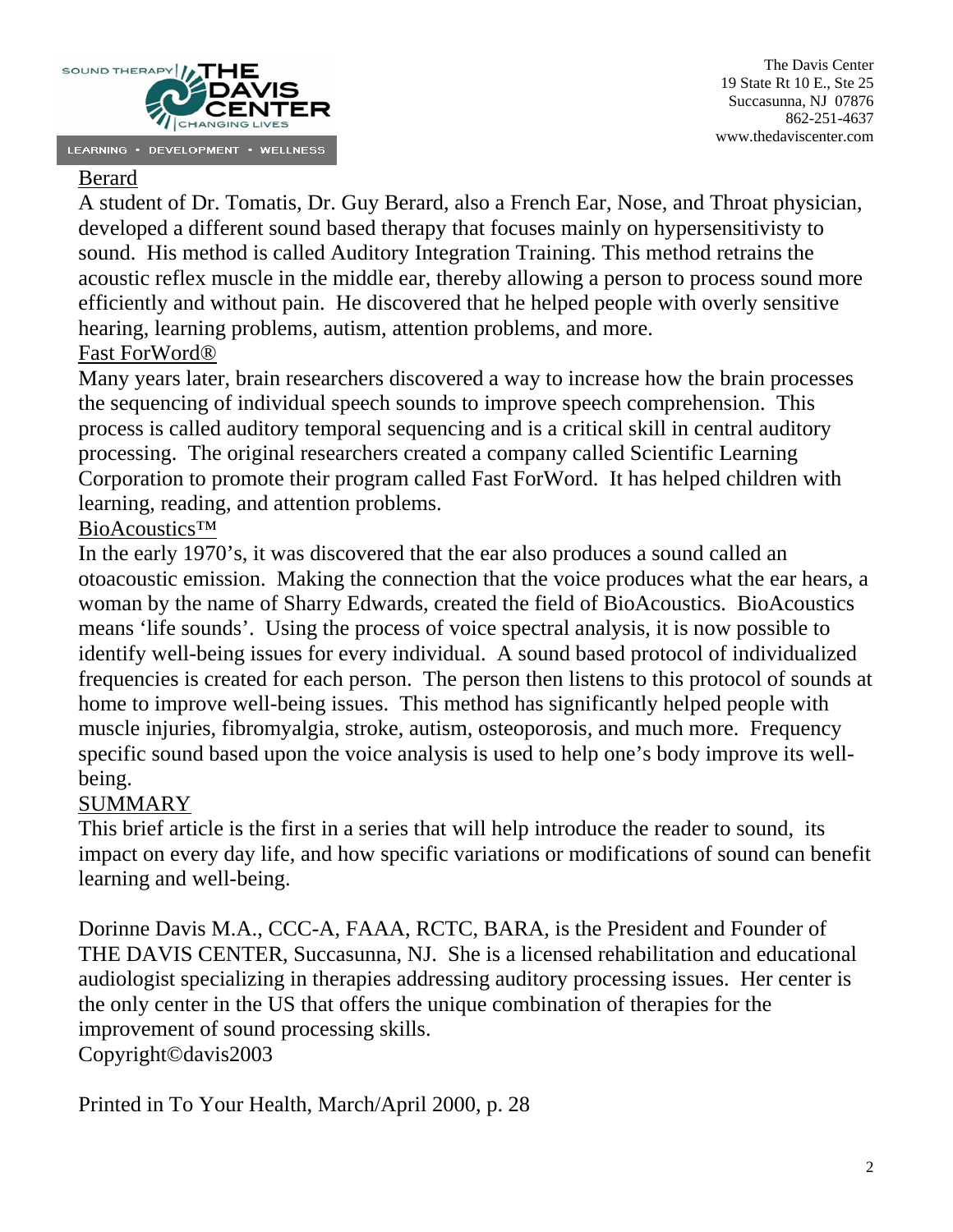Berard

A student of Dr. Tomatis, Dr. Guy Berard, also a French Ear, Nose, and Throat physician, developed a different sound based therapy that focuses mainly on hypersensitivisty to sound. His method is called Auditory Integration Training. This method retrains the acoustic reflex muscle in the middle ear, thereby allowing a person to process sound more efficiently and without pain. He discovered that he helped people with overly sensitive hearing, learning problems, autism, attention problems, and more.

Fast ForWord®

Many years later, brain researchers discovered a way to increase how the brain processes the sequencing of individual speech sounds to improve speech comprehension. This process is called auditory temporal sequencing and is a critical skill in central auditory processing. The original researchers created a company called Scientific Learning Corporation to promote their program called Fast ForWord. It has helped children with learning, reading, and attention problems.

BioAcoustics™

In the early 1970's, it was discovered that the ear also produces a sound called an otoacoustic emission. Making the connection that the voice produces what the ear hears, a woman by the name of Sharry Edwards, created the field of BioAcoustics. BioAcoustics means 'life sounds'. Using the process of voice spectral analysis, it is now possible to identify well-being issues for every individual. A sound based protocol of individualized frequencies is created for each person. The person then listens to this protocol of sounds at home to improve well-being issues. This method has significantly helped people with muscle injuries, fibromyalgia, stroke, autism, osteoporosis, and much more. Frequency specific sound based upon the voice analysis is used to help one's body improve its well-being.

SUMMARY

This brief article is the first in a series that will help introduce the reader to sound, its impact on every day life, and how specific variations or modifications of sound can benefit learning and well-being.

Dorinne Davis M.A., CCC-A, FAAA, RCTC, BARA, is the President and Founder of THE DAVIS CENTER, Succasunna, NJ. She is a licensed rehabilitation and educational audiologist specializing in therapies addressing auditory processing issues. Her center is the only center in the US that offers the unique combination of therapies for the improvement of sound processing skills.
Copyright©davis2003

Printed in To Your Health, March/April 2000, p. 28